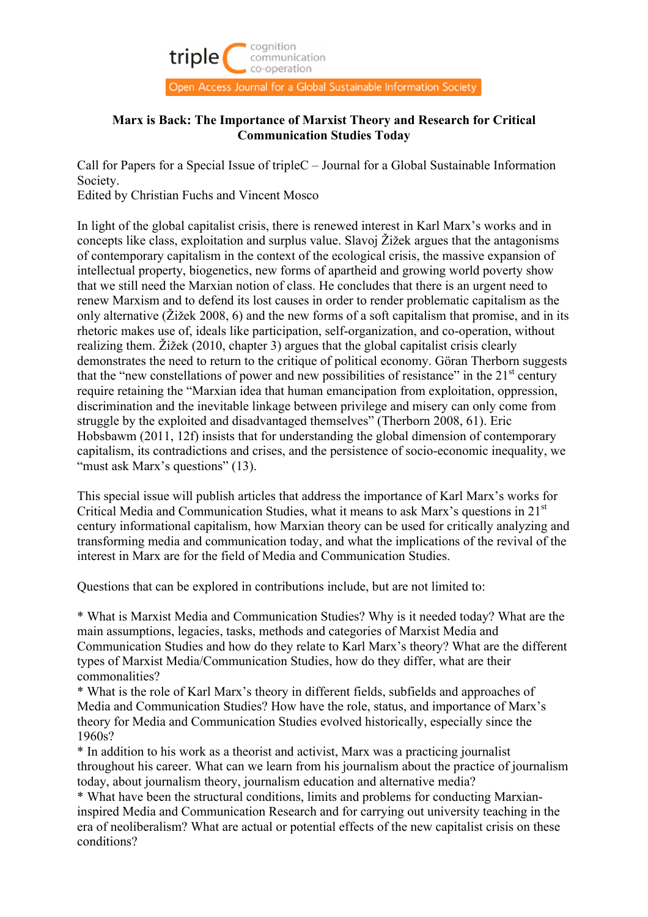# Marx is Back: The Importance of Marxist Theory and Research for Critical Communication Studies Today

Call for Papers for a Special Issue of tripleC – Journal for a Global Sustainable Information Society.
Edited by Christian Fuchs and Vincent Mosco

In light of the global capitalist crisis, there is renewed interest in Karl Marx's works and in concepts like class, exploitation and surplus value. Slavoj Žižek argues that the antagonisms of contemporary capitalism in the context of the ecological crisis, the massive expansion of intellectual property, biogenetics, new forms of apartheid and growing world poverty show that we still need the Marxian notion of class. He concludes that there is an urgent need to renew Marxism and to defend its lost causes in order to render problematic capitalism as the only alternative (Žižek 2008, 6) and the new forms of a soft capitalism that promise, and in its rhetoric makes use of, ideals like participation, self-organization, and co-operation, without realizing them. Žižek (2010, chapter 3) argues that the global capitalist crisis clearly demonstrates the need to return to the critique of political economy. Göran Therborn suggests that the "new constellations of power and new possibilities of resistance" in the 21st century require retaining the "Marxian idea that human emancipation from exploitation, oppression, discrimination and the inevitable linkage between privilege and misery can only come from struggle by the exploited and disadvantaged themselves" (Therborn 2008, 61). Eric Hobsbawm (2011, 12f) insists that for understanding the global dimension of contemporary capitalism, its contradictions and crises, and the persistence of socio-economic inequality, we "must ask Marx's questions" (13).

This special issue will publish articles that address the importance of Karl Marx's works for Critical Media and Communication Studies, what it means to ask Marx's questions in 21st century informational capitalism, how Marxian theory can be used for critically analyzing and transforming media and communication today, and what the implications of the revival of the interest in Marx are for the field of Media and Communication Studies.

Questions that can be explored in contributions include, but are not limited to:

* What is Marxist Media and Communication Studies? Why is it needed today? What are the main assumptions, legacies, tasks, methods and categories of Marxist Media and Communication Studies and how do they relate to Karl Marx's theory? What are the different types of Marxist Media/Communication Studies, how do they differ, what are their commonalities?
* What is the role of Karl Marx's theory in different fields, subfields and approaches of Media and Communication Studies? How have the role, status, and importance of Marx's theory for Media and Communication Studies evolved historically, especially since the 1960s?
* In addition to his work as a theorist and activist, Marx was a practicing journalist throughout his career. What can we learn from his journalism about the practice of journalism today, about journalism theory, journalism education and alternative media?
* What have been the structural conditions, limits and problems for conducting Marxian-inspired Media and Communication Research and for carrying out university teaching in the era of neoliberalism? What are actual or potential effects of the new capitalist crisis on these conditions?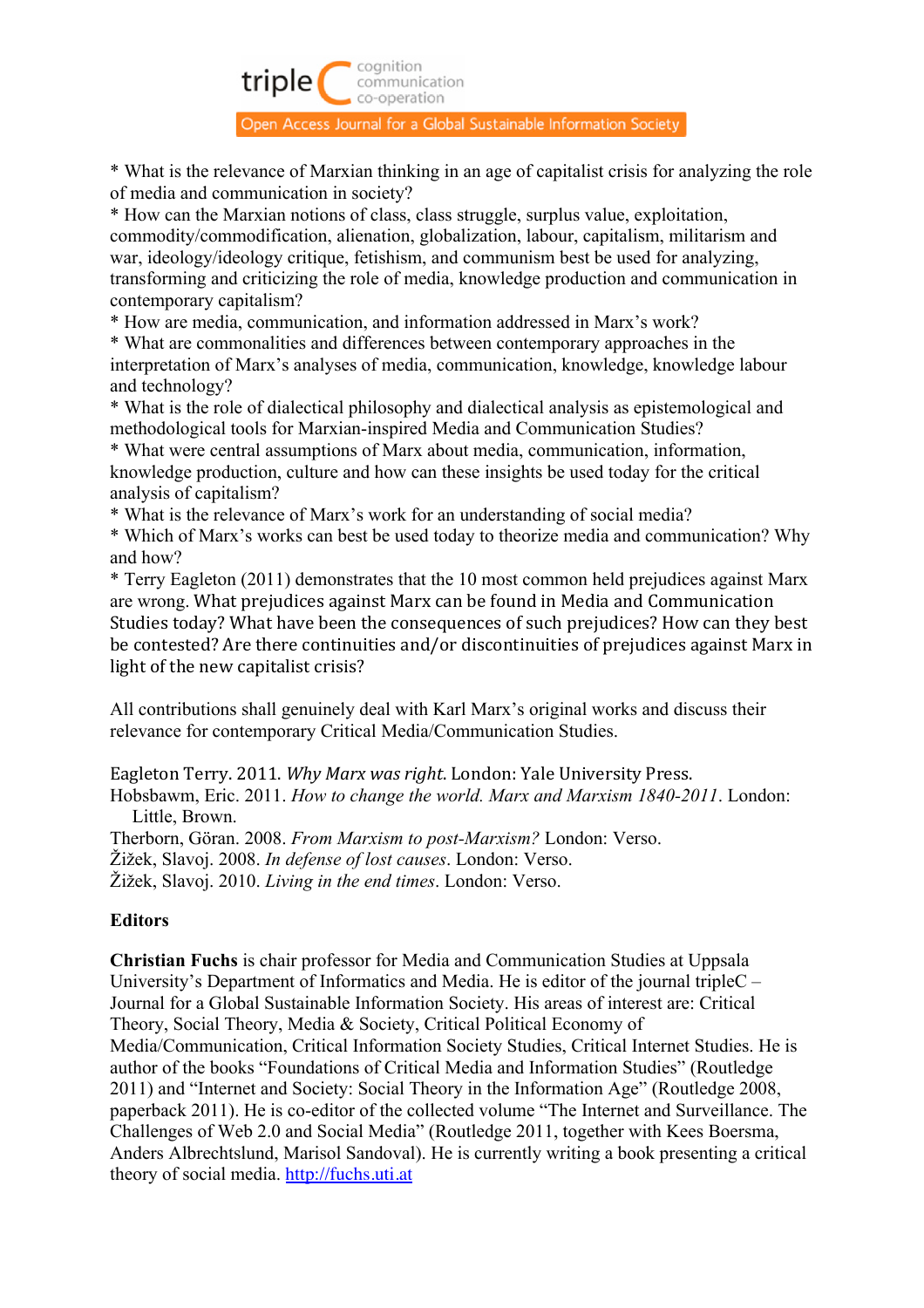* What is the relevance of Marxian thinking in an age of capitalist crisis for analyzing the role of media and communication in society?
* How can the Marxian notions of class, class struggle, surplus value, exploitation, commodity/commodification, alienation, globalization, labour, capitalism, militarism and war, ideology/ideology critique, fetishism, and communism best be used for analyzing, transforming and criticizing the role of media, knowledge production and communication in contemporary capitalism?
* How are media, communication, and information addressed in Marx's work?
* What are commonalities and differences between contemporary approaches in the interpretation of Marx's analyses of media, communication, knowledge, knowledge labour and technology?
* What is the role of dialectical philosophy and dialectical analysis as epistemological and methodological tools for Marxian-inspired Media and Communication Studies?
* What were central assumptions of Marx about media, communication, information, knowledge production, culture and how can these insights be used today for the critical analysis of capitalism?
* What is the relevance of Marx's work for an understanding of social media?
* Which of Marx's works can best be used today to theorize media and communication? Why and how?
* Terry Eagleton (2011) demonstrates that the 10 most common held prejudices against Marx are wrong. What prejudices against Marx can be found in Media and Communication Studies today? What have been the consequences of such prejudices? How can they best be contested? Are there continuities and/or discontinuities of prejudices against Marx in light of the new capitalist crisis?

All contributions shall genuinely deal with Karl Marx's original works and discuss their relevance for contemporary Critical Media/Communication Studies.

Eagleton Terry. 2011. *Why Marx was right*. London: Yale University Press.
Hobsbawm, Eric. 2011. *How to change the world. Marx and Marxism 1840-2011*. London: Little, Brown.
Therborn, Göran. 2008. *From Marxism to post-Marxism?* London: Verso.
Žižek, Slavoj. 2008. *In defense of lost causes*. London: Verso.
Žižek, Slavoj. 2010. *Living in the end times*. London: Verso.

## Editors

**Christian Fuchs** is chair professor for Media and Communication Studies at Uppsala University's Department of Informatics and Media. He is editor of the journal tripleC – Journal for a Global Sustainable Information Society. His areas of interest are: Critical Theory, Social Theory, Media & Society, Critical Political Economy of Media/Communication, Critical Information Society Studies, Critical Internet Studies. He is author of the books "Foundations of Critical Media and Information Studies" (Routledge 2011) and "Internet and Society: Social Theory in the Information Age" (Routledge 2008, paperback 2011). He is co-editor of the collected volume "The Internet and Surveillance. The Challenges of Web 2.0 and Social Media" (Routledge 2011, together with Kees Boersma, Anders Albrechtslund, Marisol Sandoval). He is currently writing a book presenting a critical theory of social media. http://fuchs.uti.at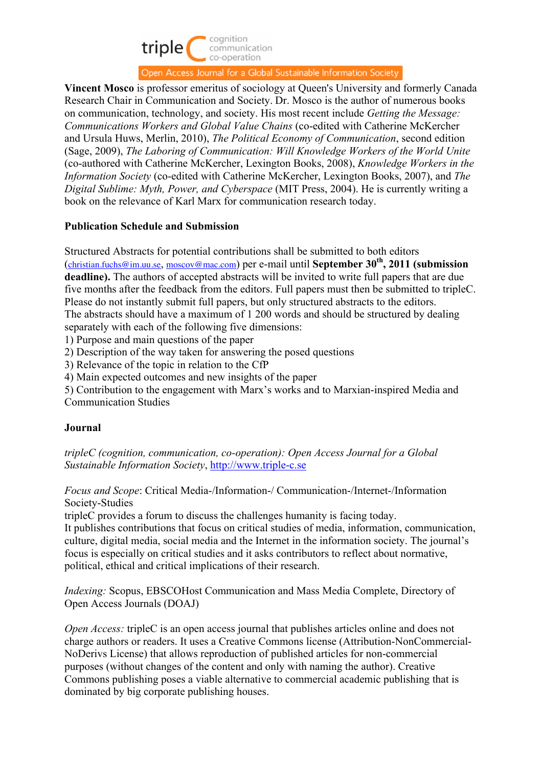**Vincent Mosco** is professor emeritus of sociology at Queen's University and formerly Canada Research Chair in Communication and Society. Dr. Mosco is the author of numerous books on communication, technology, and society. His most recent include *Getting the Message: Communications Workers and Global Value Chains* (co-edited with Catherine McKercher and Ursula Huws, Merlin, 2010), *The Political Economy of Communication*, second edition (Sage, 2009), *The Laboring of Communication: Will Knowledge Workers of the World Unite* (co-authored with Catherine McKercher, Lexington Books, 2008), *Knowledge Workers in the Information Society* (co-edited with Catherine McKercher, Lexington Books, 2007), and *The Digital Sublime: Myth, Power, and Cyberspace* (MIT Press, 2004). He is currently writing a book on the relevance of Karl Marx for communication research today.

## Publication Schedule and Submission

Structured Abstracts for potential contributions shall be submitted to both editors (christian.fuchs@im.uu.se, moscov@mac.com) per e-mail until **September 30th, 2011 (submission deadline).** The authors of accepted abstracts will be invited to write full papers that are due five months after the feedback from the editors. Full papers must then be submitted to tripleC. Please do not instantly submit full papers, but only structured abstracts to the editors.
The abstracts should have a maximum of 1 200 words and should be structured by dealing separately with each of the following five dimensions:

1) Purpose and main questions of the paper
2) Description of the way taken for answering the posed questions
3) Relevance of the topic in relation to the CfP
4) Main expected outcomes and new insights of the paper
5) Contribution to the engagement with Marx's works and to Marxian-inspired Media and Communication Studies

## Journal

*tripleC (cognition, communication, co-operation): Open Access Journal for a Global Sustainable Information Society*, http://www.triple-c.se

*Focus and Scope*: Critical Media-/Information-/ Communication-/Internet-/Information Society-Studies
tripleC provides a forum to discuss the challenges humanity is facing today.
It publishes contributions that focus on critical studies of media, information, communication, culture, digital media, social media and the Internet in the information society. The journal's focus is especially on critical studies and it asks contributors to reflect about normative, political, ethical and critical implications of their research.

*Indexing:* Scopus, EBSCOHost Communication and Mass Media Complete, Directory of Open Access Journals (DOAJ)

*Open Access:* tripleC is an open access journal that publishes articles online and does not charge authors or readers. It uses a Creative Commons license (Attribution-NonCommercial-NoDerivs License) that allows reproduction of published articles for non-commercial purposes (without changes of the content and only with naming the author). Creative Commons publishing poses a viable alternative to commercial academic publishing that is dominated by big corporate publishing houses.